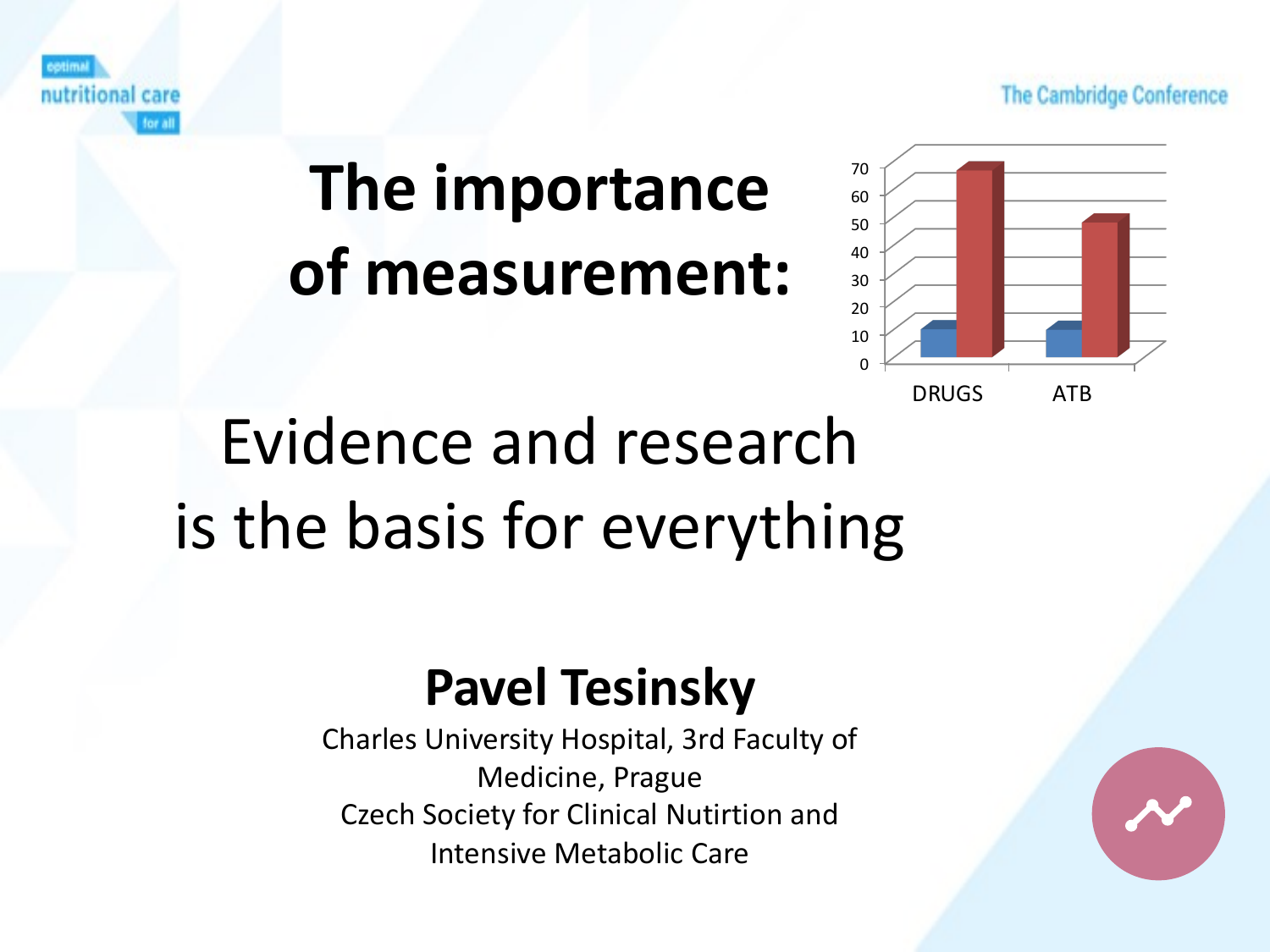# The importance of measurement:

## Evidence and research is the basis for everything

**Pavel Tesinsky**

Charles University Hospital, 3rd Faculty of Medicine, Prague

Czech Society for Clinical Nutirtion and Intensive Metabolic Care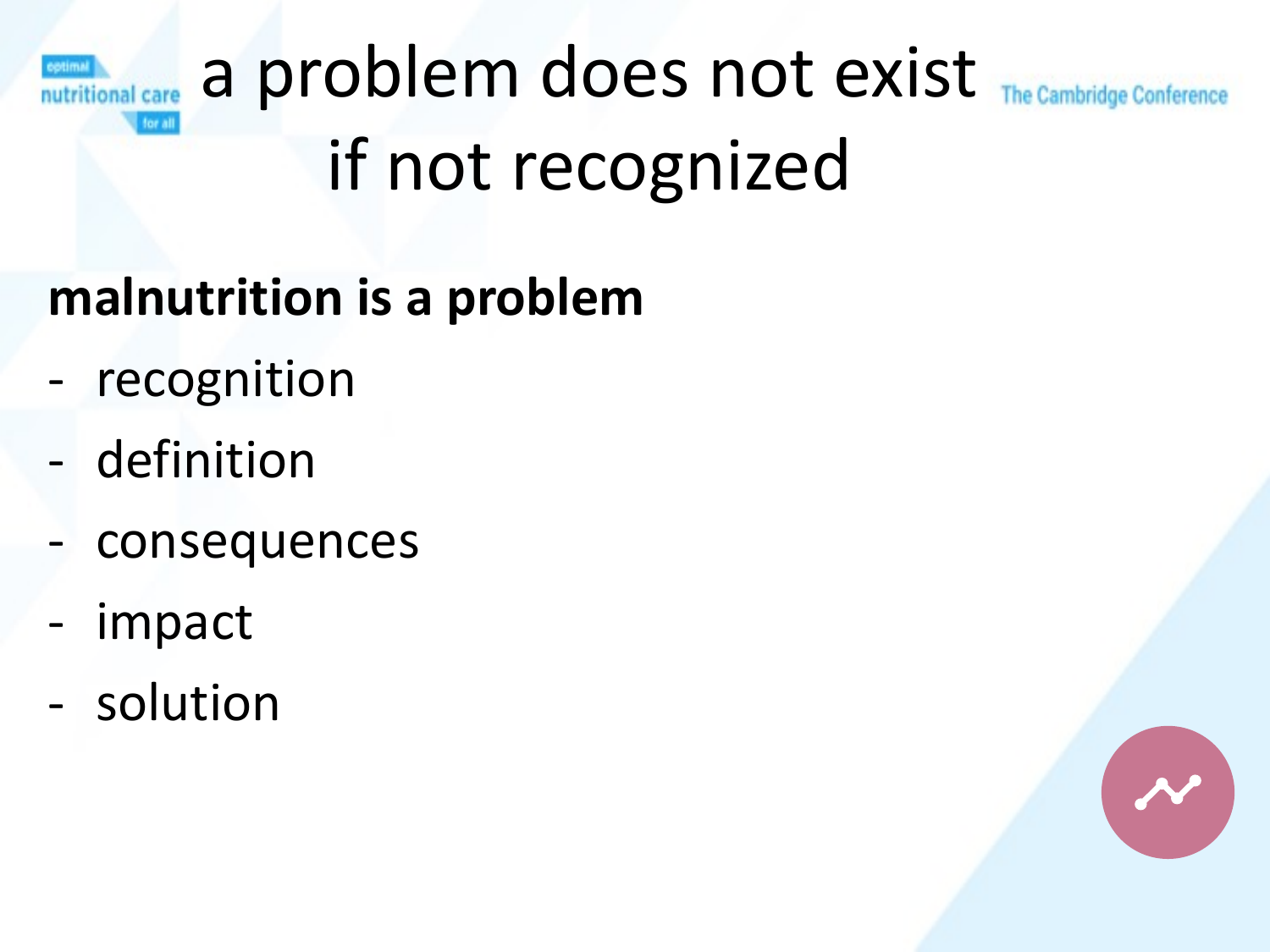# a problem does not exist if not recognized

**malnutrition is a problem**

- recognition
- definition
- consequences
- impact
- solution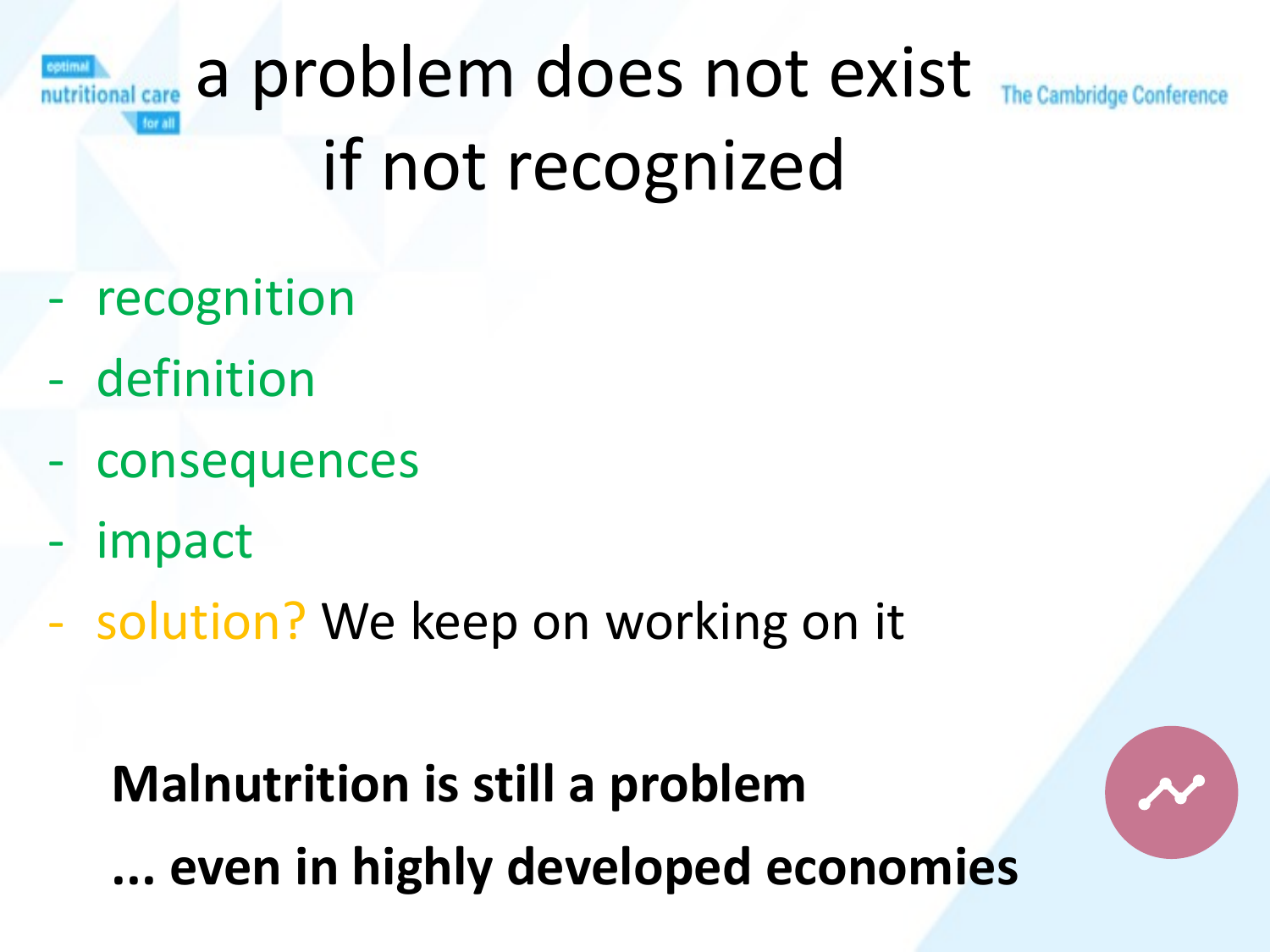# a problem does not exist if not recognized

- recognition
- definition
- consequences
- impact
- solution? We keep on working on it

**Malnutrition is still a problem**

**... even in highly developed economies**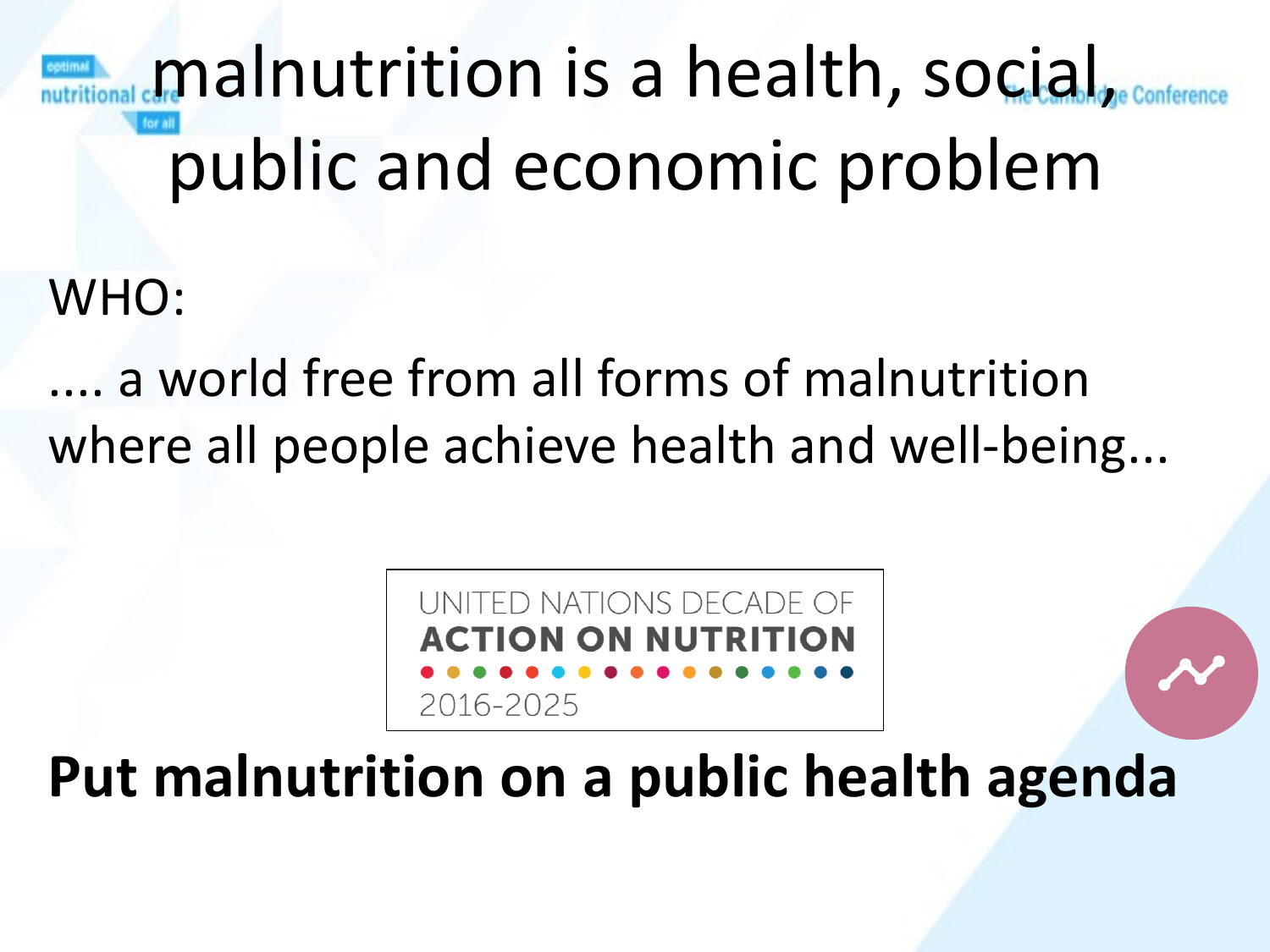# malnutrition is a health, social, public and economic problem

WHO:

.... a world free from all forms of malnutrition where all people achieve health and well-being...

UNITED NATIONS DECADE OF
**ACTION ON NUTRITION**
2016-2025

**Put malnutrition on a public health agenda**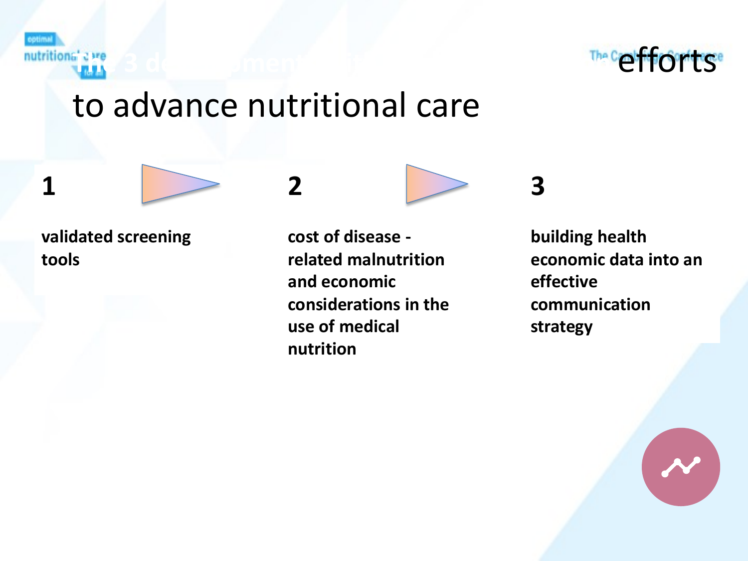# The 3 development efforts to advance nutritional care

**1**

**validated screening tools**

**2**

**cost of disease - related malnutrition and economic considerations in the use of medical nutrition**

**3**

**building health economic data into an effective communication strategy**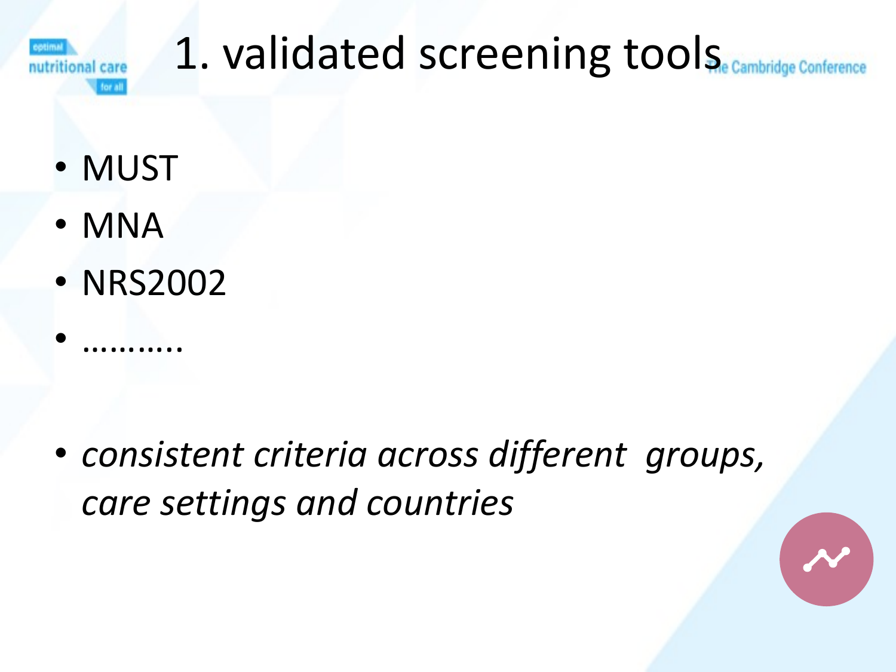# 1. validated screening tools

- MUST
- MNA
- NRS2002
- ………..

- *consistent criteria across different groups, care settings and countries*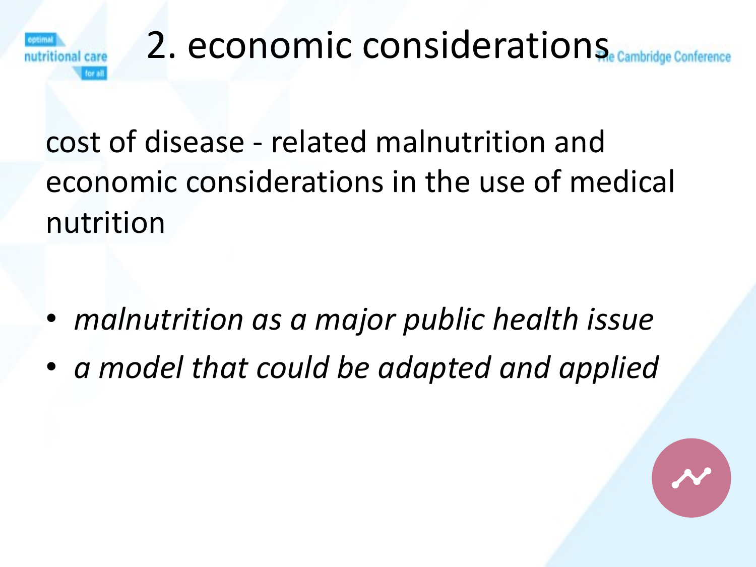# 2. economic considerations

cost of disease - related malnutrition and economic considerations in the use of medical nutrition

- *malnutrition as a major public health issue*
- *a model that could be adapted and applied*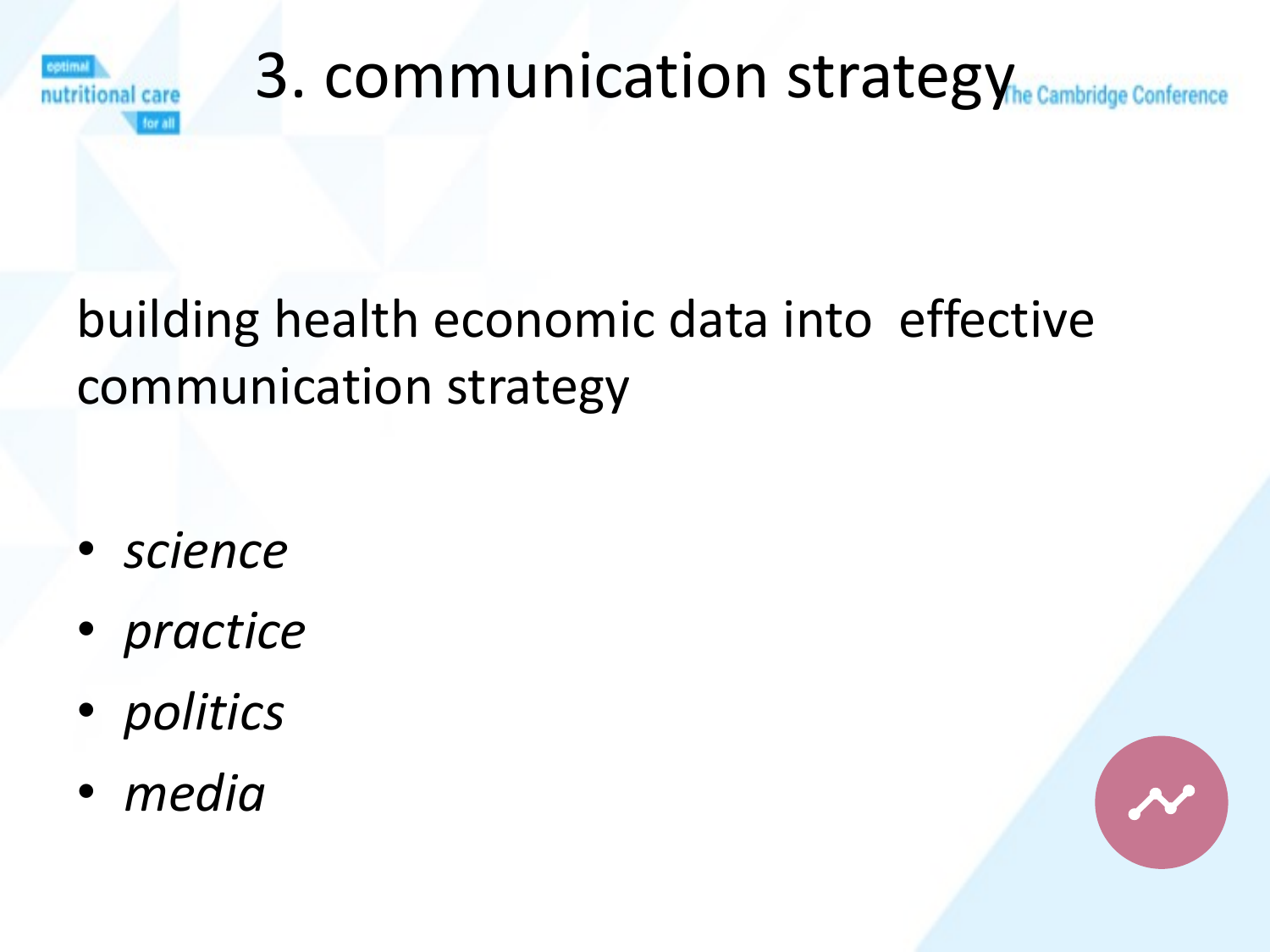# 3. communication strategy

building health economic data into effective communication strategy

- *science*
- *practice*
- *politics*
- *media*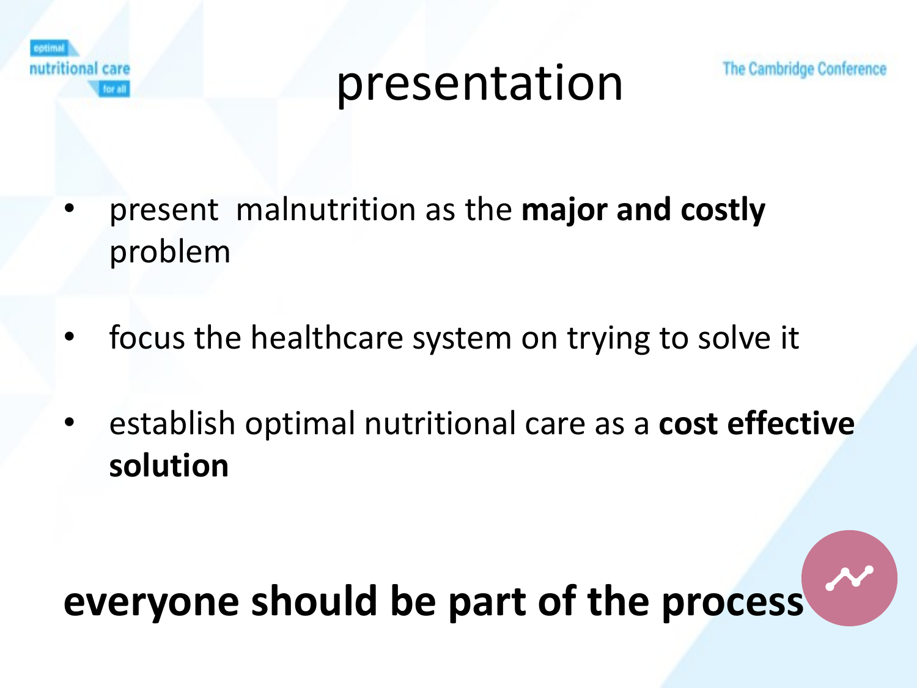# presentation

- present malnutrition as the **major and costly** problem
- focus the healthcare system on trying to solve it
- establish optimal nutritional care as a **cost effective solution**

**everyone should be part of the process**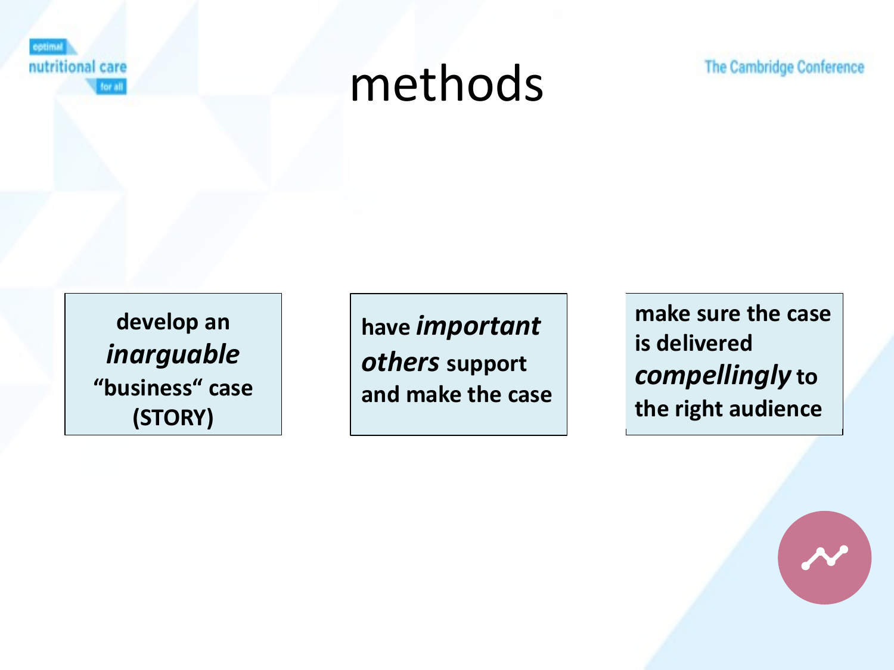# methods

develop an ***inarguable*** **“business“ case (STORY)**

**have *important others* support and make the case**

**make sure the case is delivered *compellingly* to the right audience**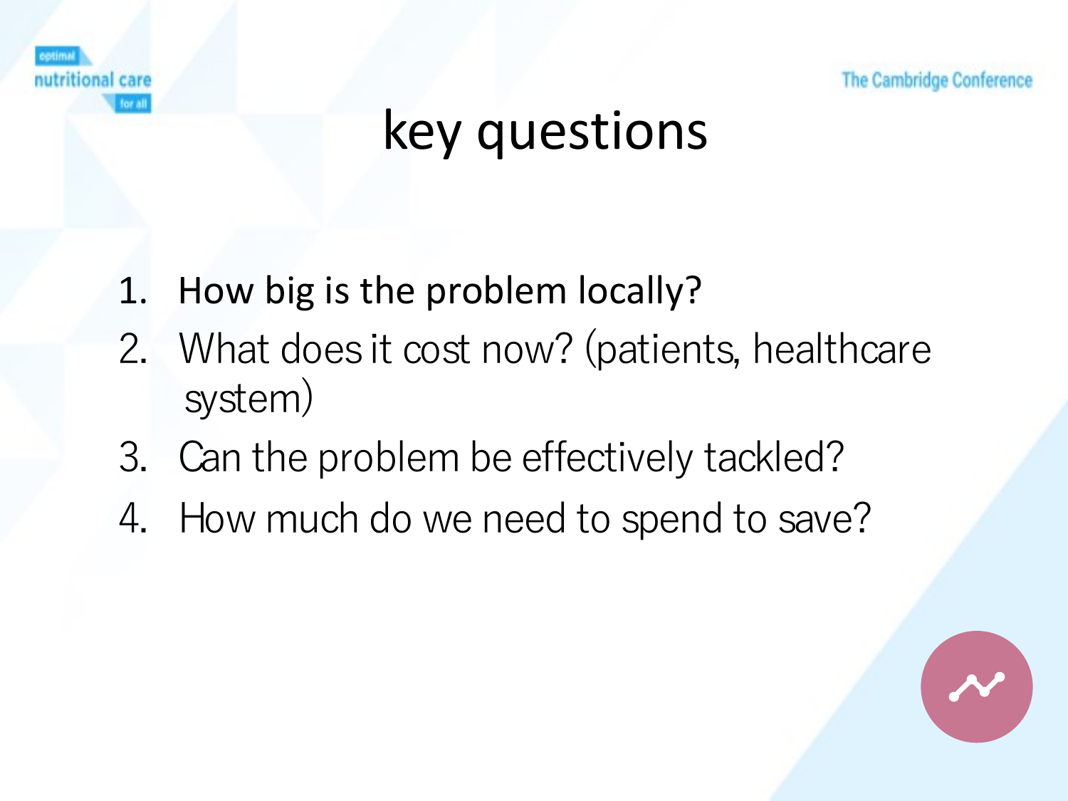# key questions

1. How big is the problem locally?
2. What does it cost now? (patients, healthcare system)
3. Can the problem be effectively tackled?
4. How much do we need to spend to save?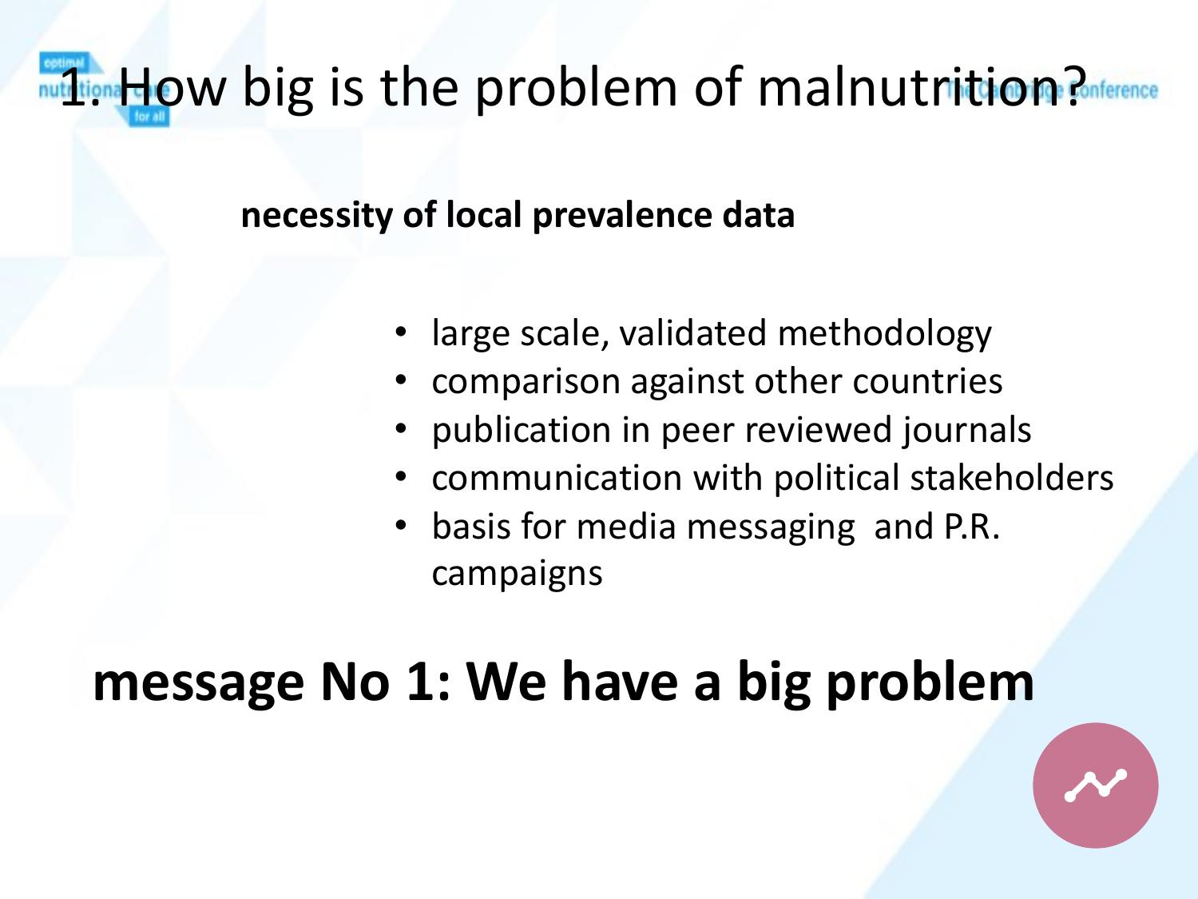# 1. How big is the problem of malnutrition?

**necessity of local prevalence data**

- large scale, validated methodology
- comparison against other countries
- publication in peer reviewed journals
- communication with political stakeholders
- basis for media messaging and P.R. campaigns

**message No 1: We have a big problem**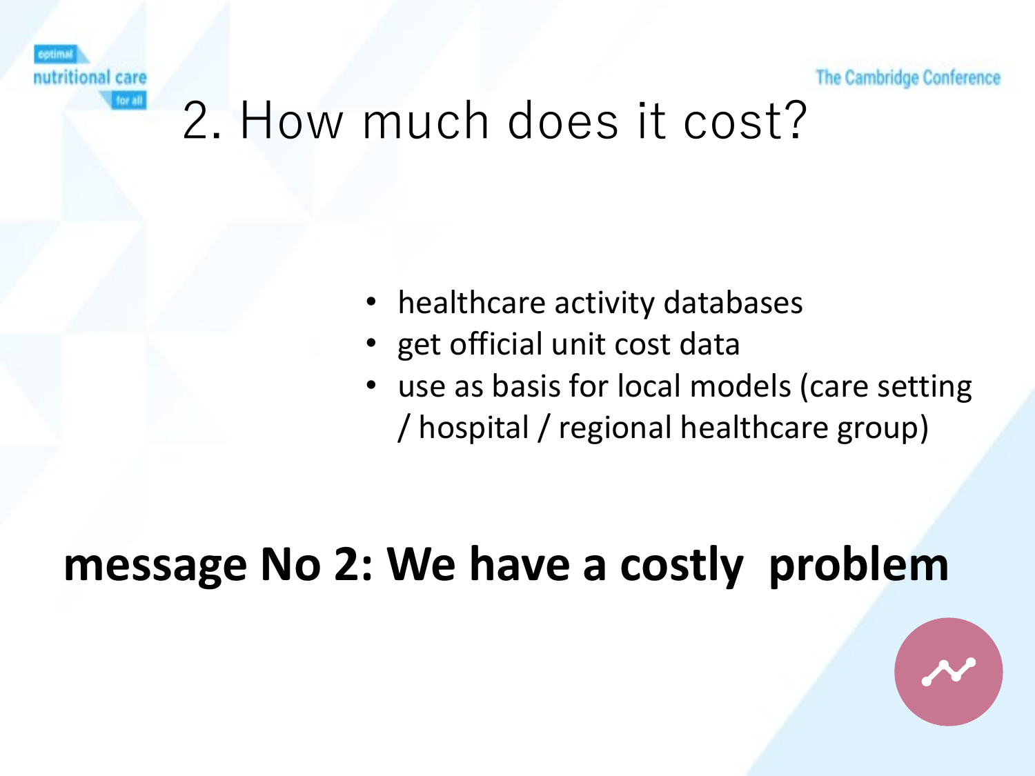# 2. How much does it cost?

- healthcare activity databases
- get official unit cost data
- use as basis for local models (care setting / hospital / regional healthcare group)

**message No 2: We have a costly problem**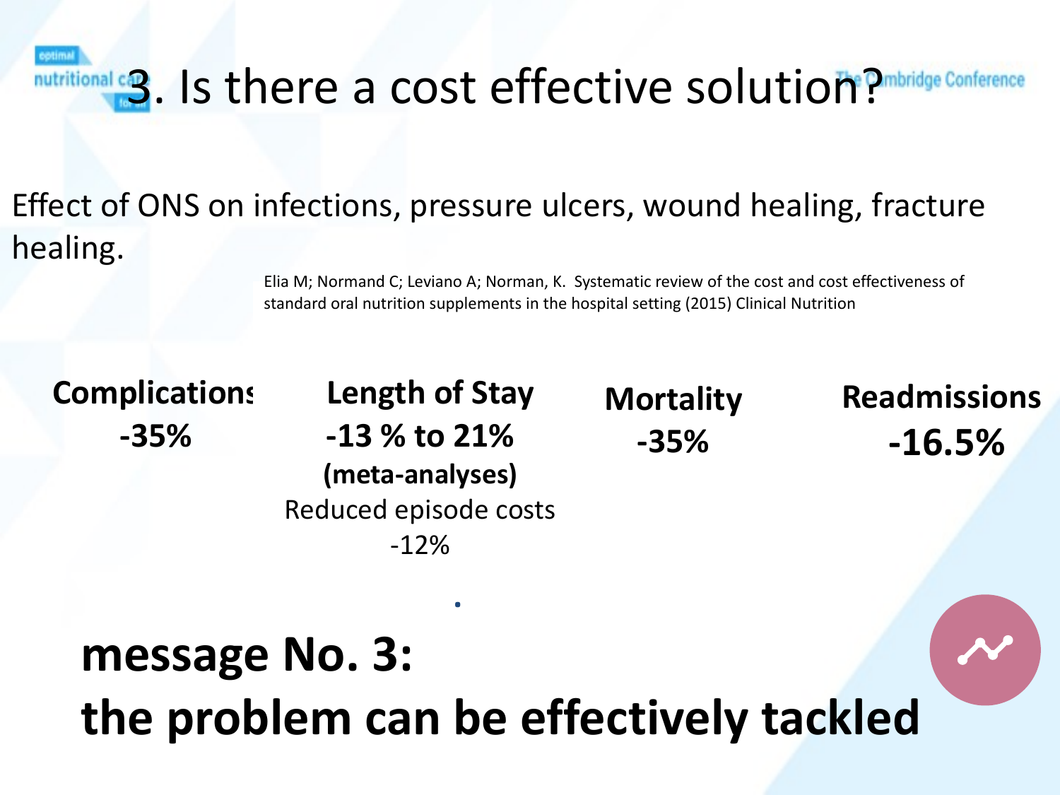# 3. Is there a cost effective solution?

Effect of ONS on infections, pressure ulcers, wound healing, fracture healing.

Elia M; Normand C; Leviano A; Norman, K. Systematic review of the cost and cost effectiveness of standard oral nutrition supplements in the hospital setting (2015) Clinical Nutrition

| Complications | Length of Stay | Mortality | Readmissions |
|---|---|---|---|
| **-35%** | **-13 % to 21% (meta-analyses)** Reduced episode costs -12% | **-35%** | **-16.5%** |

**message No. 3:**
**the problem can be effectively tackled**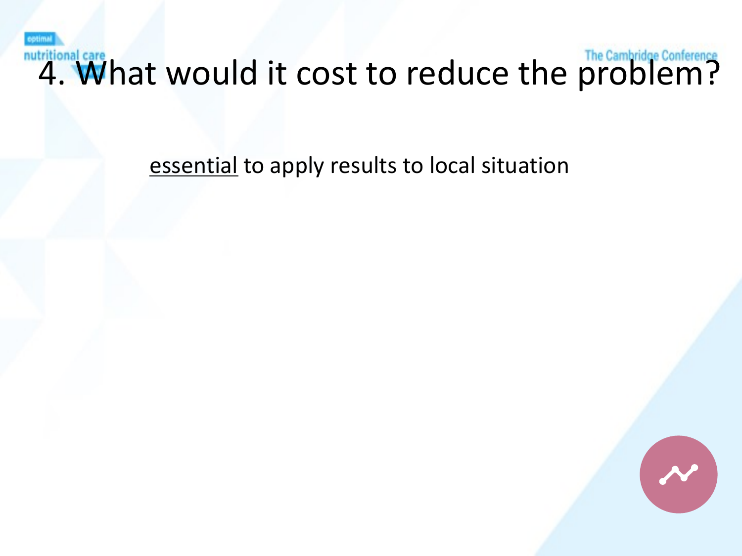# 4. What would it cost to reduce the problem?

<u>essential</u> to apply results to local situation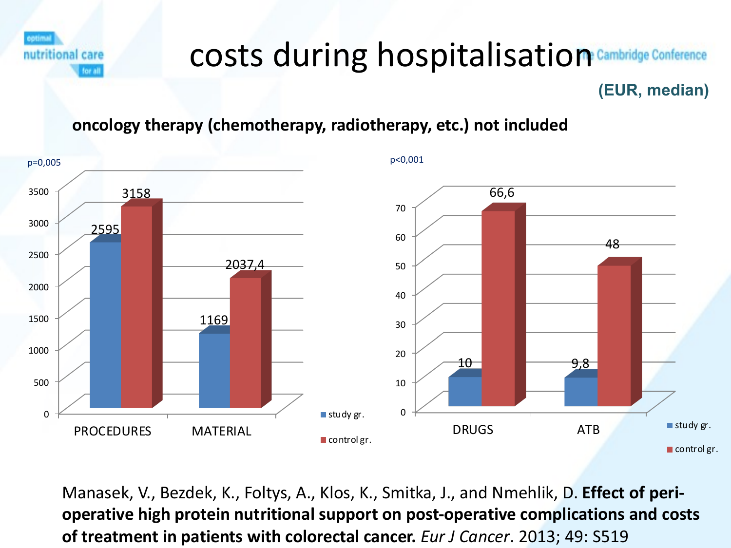# costs during hospitalisation

**(EUR, median)**

**oncology therapy (chemotherapy, radiotherapy, etc.) not included**

p=0,005

| | study gr. | control gr. |
|---|---|---|
| PROCEDURES | 2595 | 3158 |
| MATERIAL | 1169 | 2037,4 |

p<0,001

| | study gr. | control gr. |
|---|---|---|
| DRUGS | 10 | 66,6 |
| ATB | 9,8 | 48 |

Manasek, V., Bezdek, K., Foltys, A., Klos, K., Smitka, J., and Nmehlik, D. **Effect of peri-operative high protein nutritional support on post-operative complications and costs of treatment in patients with colorectal cancer.** *Eur J Cancer*. 2013; 49: S519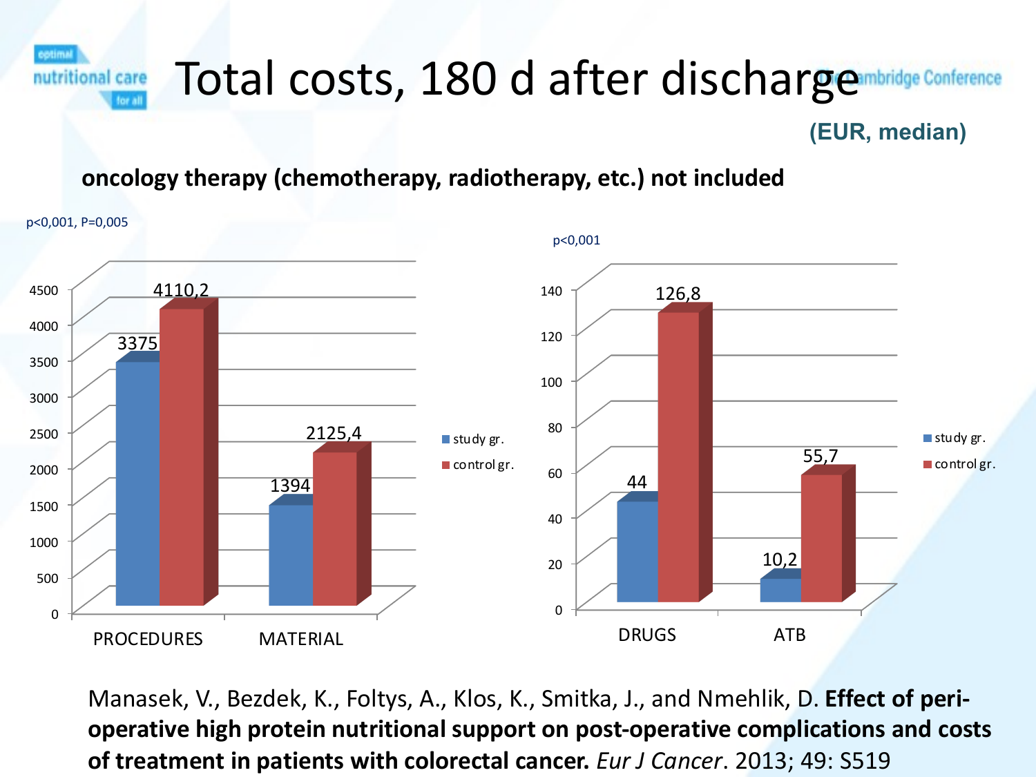# Total costs, 180 d after discharge

**(EUR, median)**

**oncology therapy (chemotherapy, radiotherapy, etc.) not included**

p<0,001, P=0,005

| | study gr. | control gr. |
|---|---|---|
| PROCEDURES | 3375 | 4110,2 |
| MATERIAL | 1394 | 2125,4 |

p<0,001

| | study gr. | control gr. |
|---|---|---|
| DRUGS | 44 | 126,8 |
| ATB | 10,2 | 55,7 |

Manasek, V., Bezdek, K., Foltys, A., Klos, K., Smitka, J., and Nmehlik, D. **Effect of peri-operative high protein nutritional support on post-operative complications and costs of treatment in patients with colorectal cancer.** *Eur J Cancer*. 2013; 49: S519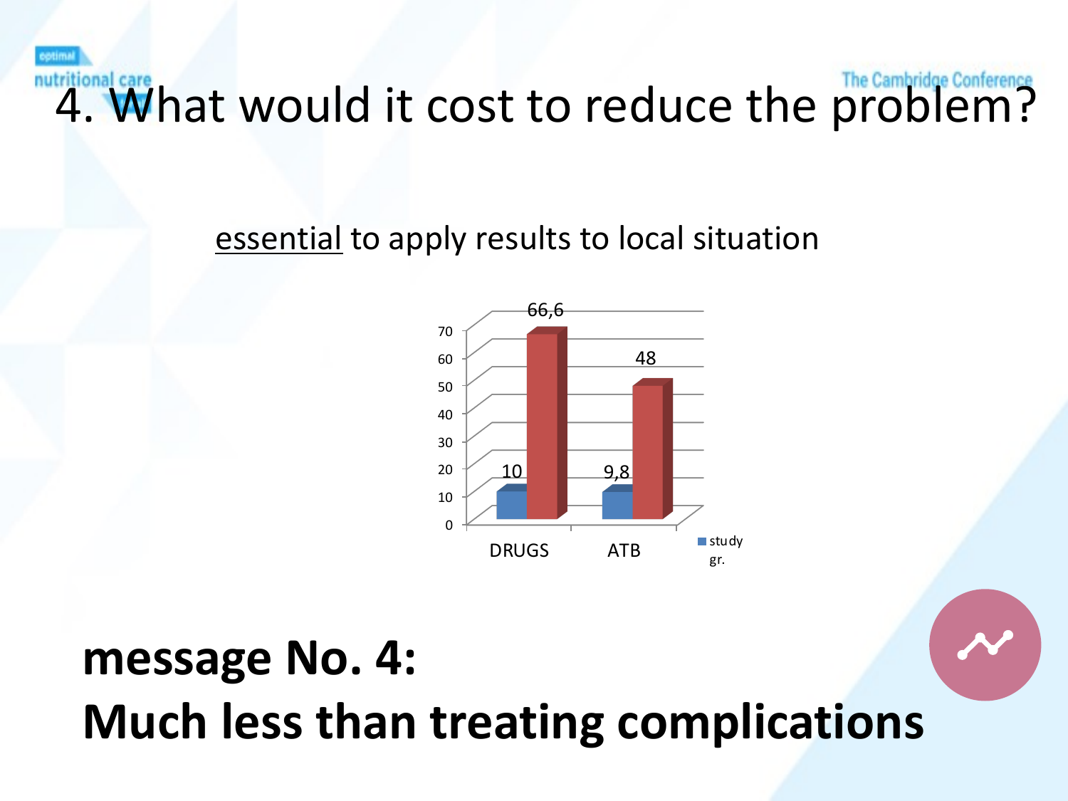# 4. What would it cost to reduce the problem?

essential to apply results to local situation

| | study gr. | |
|---|---|---|
| DRUGS | 10 | 66,6 |
| ATB | 9,8 | 48 |

**message No. 4:**
**Much less than treating complications**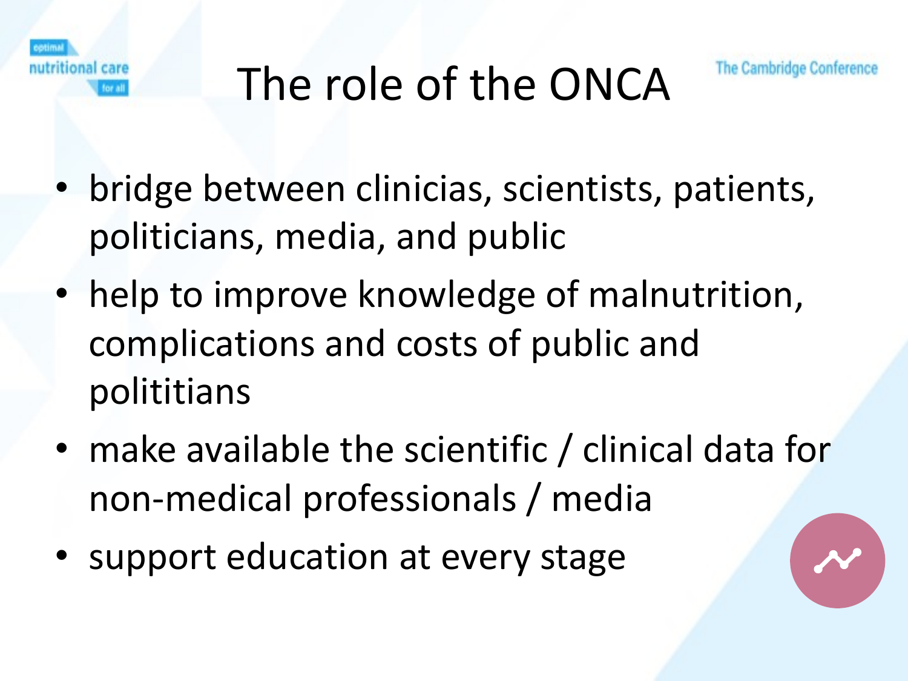# The role of the ONCA

- bridge between clinicias, scientists, patients, politicians, media, and public
- help to improve knowledge of malnutrition, complications and costs of public and polititians
- make available the scientific / clinical data for non-medical professionals / media
- support education at every stage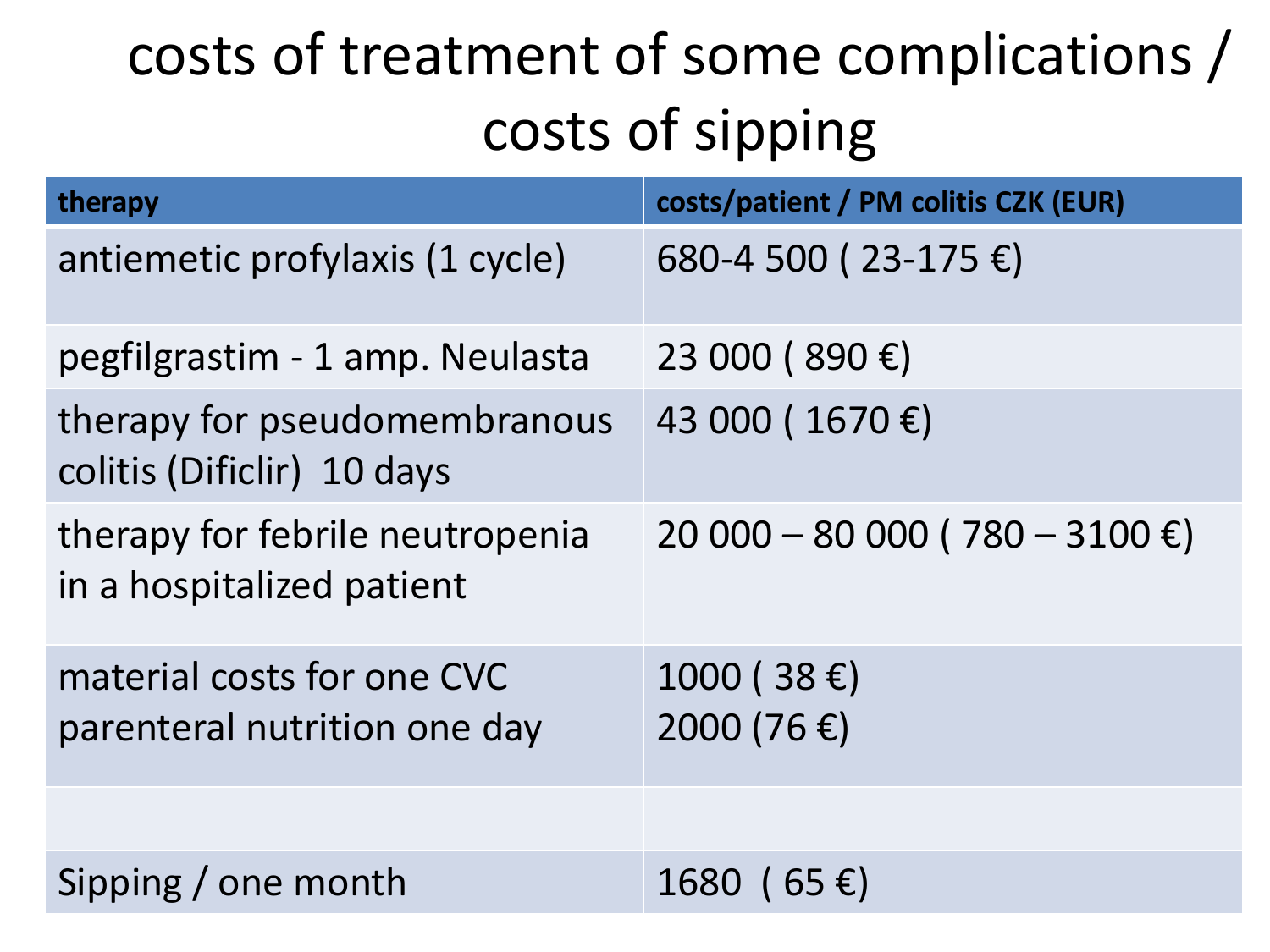# costs of treatment of some complications / costs of sipping

| therapy | costs/patient / PM colitis CZK (EUR) |
| --- | --- |
| antiemetic profylaxis (1 cycle) | 680-4 500 ( 23-175 €) |
| pegfilgrastim - 1 amp. Neulasta | 23 000 ( 890 €) |
| therapy for pseudomembranous colitis (Dificlir) 10 days | 43 000 ( 1670 €) |
| therapy for febrile neutropenia in a hospitalized patient | 20 000 – 80 000 ( 780 – 3100 €) |
| material costs for one CVC<br>parenteral nutrition one day | 1000 ( 38 €)<br>2000 (76 €) |
| | |
| Sipping / one month | 1680 ( 65 €) |